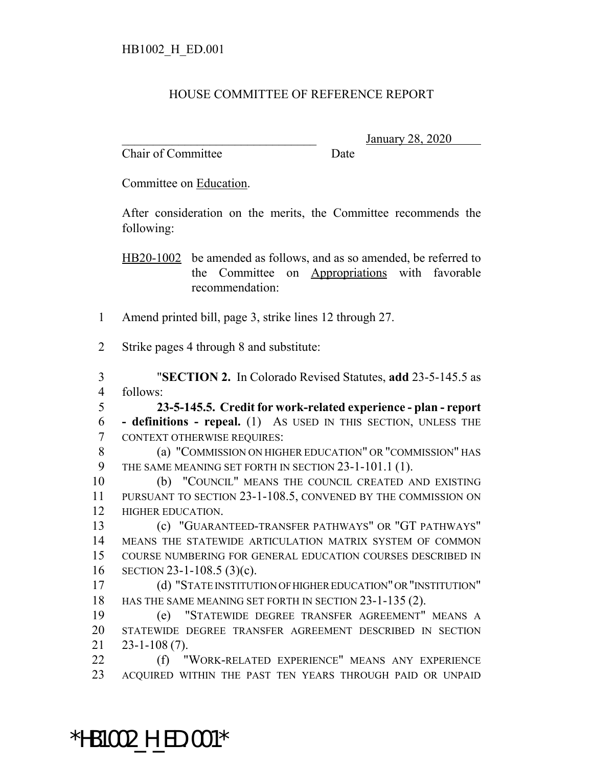HB1002_H_ED.001

HOUSE COMMITTEE OF REFERENCE REPORT

________________________________ January 28, 2020
Chair of Committee Date

Committee on Education.

After consideration on the merits, the Committee recommends the following:

HB20-1002 be amended as follows, and as so amended, be referred to the Committee on Appropriations with favorable recommendation:

1 Amend printed bill, page 3, strike lines 12 through 27.

2 Strike pages 4 through 8 and substitute:

3 "**SECTION 2.** In Colorado Revised Statutes, **add** 23-5-145.5 as
4 follows:
5 **23-5-145.5. Credit for work-related experience - plan - report**
6 **- definitions - repeal.** (1) AS USED IN THIS SECTION, UNLESS THE
7 CONTEXT OTHERWISE REQUIRES:
8 (a) "COMMISSION ON HIGHER EDUCATION" OR "COMMISSION" HAS
9 THE SAME MEANING SET FORTH IN SECTION 23-1-101.1 (1).
10 (b) "COUNCIL" MEANS THE COUNCIL CREATED AND EXISTING
11 PURSUANT TO SECTION 23-1-108.5, CONVENED BY THE COMMISSION ON
12 HIGHER EDUCATION.
13 (c) "GUARANTEED-TRANSFER PATHWAYS" OR "GT PATHWAYS"
14 MEANS THE STATEWIDE ARTICULATION MATRIX SYSTEM OF COMMON
15 COURSE NUMBERING FOR GENERAL EDUCATION COURSES DESCRIBED IN
16 SECTION 23-1-108.5 (3)(c).
17 (d) "STATE INSTITUTION OF HIGHER EDUCATION" OR "INSTITUTION"
18 HAS THE SAME MEANING SET FORTH IN SECTION 23-1-135 (2).
19 (e) "STATEWIDE DEGREE TRANSFER AGREEMENT" MEANS A
20 STATEWIDE DEGREE TRANSFER AGREEMENT DESCRIBED IN SECTION
21 23-1-108 (7).
22 (f) "WORK-RELATED EXPERIENCE" MEANS ANY EXPERIENCE
23 ACQUIRED WITHIN THE PAST TEN YEARS THROUGH PAID OR UNPAID

*HB1002_H_ED.001*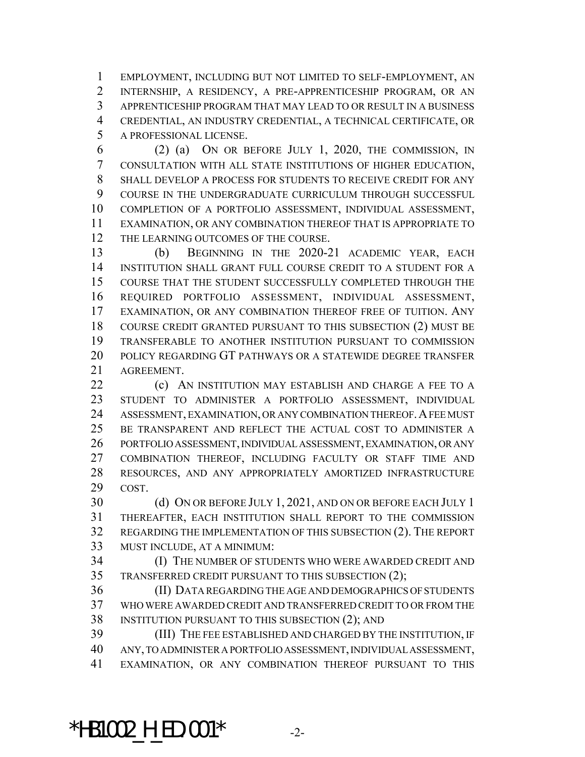EMPLOYMENT, INCLUDING BUT NOT LIMITED TO SELF-EMPLOYMENT, AN INTERNSHIP, A RESIDENCY, A PRE-APPRENTICESHIP PROGRAM, OR AN APPRENTICESHIP PROGRAM THAT MAY LEAD TO OR RESULT IN A BUSINESS CREDENTIAL, AN INDUSTRY CREDENTIAL, A TECHNICAL CERTIFICATE, OR A PROFESSIONAL LICENSE.

(2) (a) ON OR BEFORE JULY 1, 2020, THE COMMISSION, IN CONSULTATION WITH ALL STATE INSTITUTIONS OF HIGHER EDUCATION, SHALL DEVELOP A PROCESS FOR STUDENTS TO RECEIVE CREDIT FOR ANY COURSE IN THE UNDERGRADUATE CURRICULUM THROUGH SUCCESSFUL COMPLETION OF A PORTFOLIO ASSESSMENT, INDIVIDUAL ASSESSMENT, EXAMINATION, OR ANY COMBINATION THEREOF THAT IS APPROPRIATE TO THE LEARNING OUTCOMES OF THE COURSE.

(b) BEGINNING IN THE 2020-21 ACADEMIC YEAR, EACH INSTITUTION SHALL GRANT FULL COURSE CREDIT TO A STUDENT FOR A COURSE THAT THE STUDENT SUCCESSFULLY COMPLETED THROUGH THE REQUIRED PORTFOLIO ASSESSMENT, INDIVIDUAL ASSESSMENT, EXAMINATION, OR ANY COMBINATION THEREOF FREE OF TUITION. ANY COURSE CREDIT GRANTED PURSUANT TO THIS SUBSECTION (2) MUST BE TRANSFERABLE TO ANOTHER INSTITUTION PURSUANT TO COMMISSION POLICY REGARDING GT PATHWAYS OR A STATEWIDE DEGREE TRANSFER AGREEMENT.

(c) AN INSTITUTION MAY ESTABLISH AND CHARGE A FEE TO A STUDENT TO ADMINISTER A PORTFOLIO ASSESSMENT, INDIVIDUAL ASSESSMENT, EXAMINATION, OR ANY COMBINATION THEREOF. A FEE MUST BE TRANSPARENT AND REFLECT THE ACTUAL COST TO ADMINISTER A PORTFOLIO ASSESSMENT, INDIVIDUAL ASSESSMENT, EXAMINATION, OR ANY COMBINATION THEREOF, INCLUDING FACULTY OR STAFF TIME AND RESOURCES, AND ANY APPROPRIATELY AMORTIZED INFRASTRUCTURE COST.

(d) ON OR BEFORE JULY 1, 2021, AND ON OR BEFORE EACH JULY 1 THEREAFTER, EACH INSTITUTION SHALL REPORT TO THE COMMISSION REGARDING THE IMPLEMENTATION OF THIS SUBSECTION (2). THE REPORT MUST INCLUDE, AT A MINIMUM:

(I) THE NUMBER OF STUDENTS WHO WERE AWARDED CREDIT AND TRANSFERRED CREDIT PURSUANT TO THIS SUBSECTION (2);

(II) DATA REGARDING THE AGE AND DEMOGRAPHICS OF STUDENTS WHO WERE AWARDED CREDIT AND TRANSFERRED CREDIT TO OR FROM THE INSTITUTION PURSUANT TO THIS SUBSECTION (2); AND

(III) THE FEE ESTABLISHED AND CHARGED BY THE INSTITUTION, IF ANY, TO ADMINISTER A PORTFOLIO ASSESSMENT, INDIVIDUAL ASSESSMENT, EXAMINATION, OR ANY COMBINATION THEREOF PURSUANT TO THIS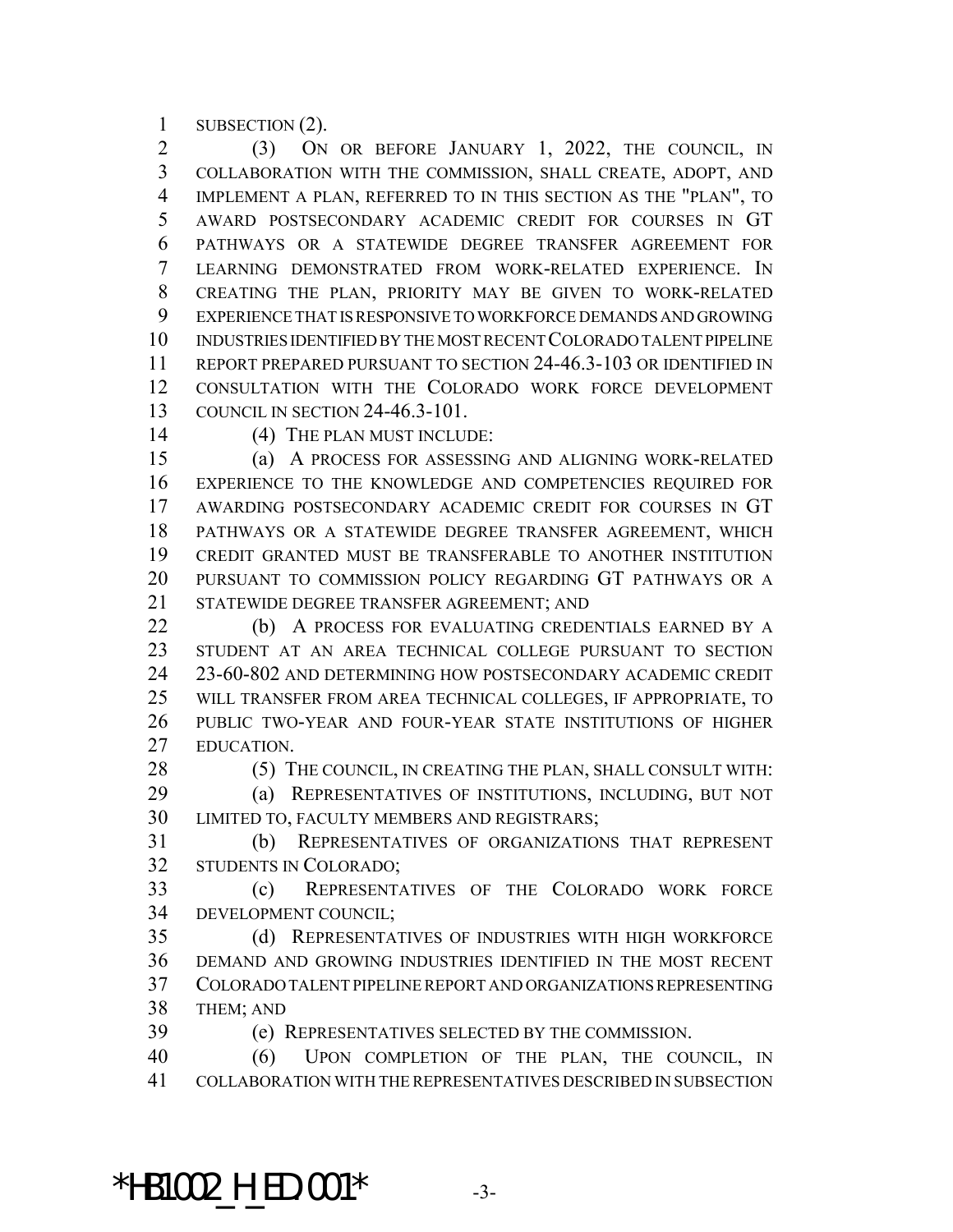SUBSECTION (2).

(3) ON OR BEFORE JANUARY 1, 2022, THE COUNCIL, IN COLLABORATION WITH THE COMMISSION, SHALL CREATE, ADOPT, AND IMPLEMENT A PLAN, REFERRED TO IN THIS SECTION AS THE "PLAN", TO AWARD POSTSECONDARY ACADEMIC CREDIT FOR COURSES IN GT PATHWAYS OR A STATEWIDE DEGREE TRANSFER AGREEMENT FOR LEARNING DEMONSTRATED FROM WORK-RELATED EXPERIENCE. IN CREATING THE PLAN, PRIORITY MAY BE GIVEN TO WORK-RELATED EXPERIENCE THAT IS RESPONSIVE TO WORKFORCE DEMANDS AND GROWING INDUSTRIES IDENTIFIED BY THE MOST RECENT COLORADO TALENT PIPELINE REPORT PREPARED PURSUANT TO SECTION 24-46.3-103 OR IDENTIFIED IN CONSULTATION WITH THE COLORADO WORK FORCE DEVELOPMENT COUNCIL IN SECTION 24-46.3-101.

(4) THE PLAN MUST INCLUDE:

(a) A PROCESS FOR ASSESSING AND ALIGNING WORK-RELATED EXPERIENCE TO THE KNOWLEDGE AND COMPETENCIES REQUIRED FOR AWARDING POSTSECONDARY ACADEMIC CREDIT FOR COURSES IN GT PATHWAYS OR A STATEWIDE DEGREE TRANSFER AGREEMENT, WHICH CREDIT GRANTED MUST BE TRANSFERABLE TO ANOTHER INSTITUTION PURSUANT TO COMMISSION POLICY REGARDING GT PATHWAYS OR A STATEWIDE DEGREE TRANSFER AGREEMENT; AND

(b) A PROCESS FOR EVALUATING CREDENTIALS EARNED BY A STUDENT AT AN AREA TECHNICAL COLLEGE PURSUANT TO SECTION 23-60-802 AND DETERMINING HOW POSTSECONDARY ACADEMIC CREDIT WILL TRANSFER FROM AREA TECHNICAL COLLEGES, IF APPROPRIATE, TO PUBLIC TWO-YEAR AND FOUR-YEAR STATE INSTITUTIONS OF HIGHER EDUCATION.

(5) THE COUNCIL, IN CREATING THE PLAN, SHALL CONSULT WITH:

(a) REPRESENTATIVES OF INSTITUTIONS, INCLUDING, BUT NOT LIMITED TO, FACULTY MEMBERS AND REGISTRARS;

(b) REPRESENTATIVES OF ORGANIZATIONS THAT REPRESENT STUDENTS IN COLORADO;

(c) REPRESENTATIVES OF THE COLORADO WORK FORCE DEVELOPMENT COUNCIL;

(d) REPRESENTATIVES OF INDUSTRIES WITH HIGH WORKFORCE DEMAND AND GROWING INDUSTRIES IDENTIFIED IN THE MOST RECENT COLORADO TALENT PIPELINE REPORT AND ORGANIZATIONS REPRESENTING THEM; AND

(e) REPRESENTATIVES SELECTED BY THE COMMISSION.

(6) UPON COMPLETION OF THE PLAN, THE COUNCIL, IN COLLABORATION WITH THE REPRESENTATIVES DESCRIBED IN SUBSECTION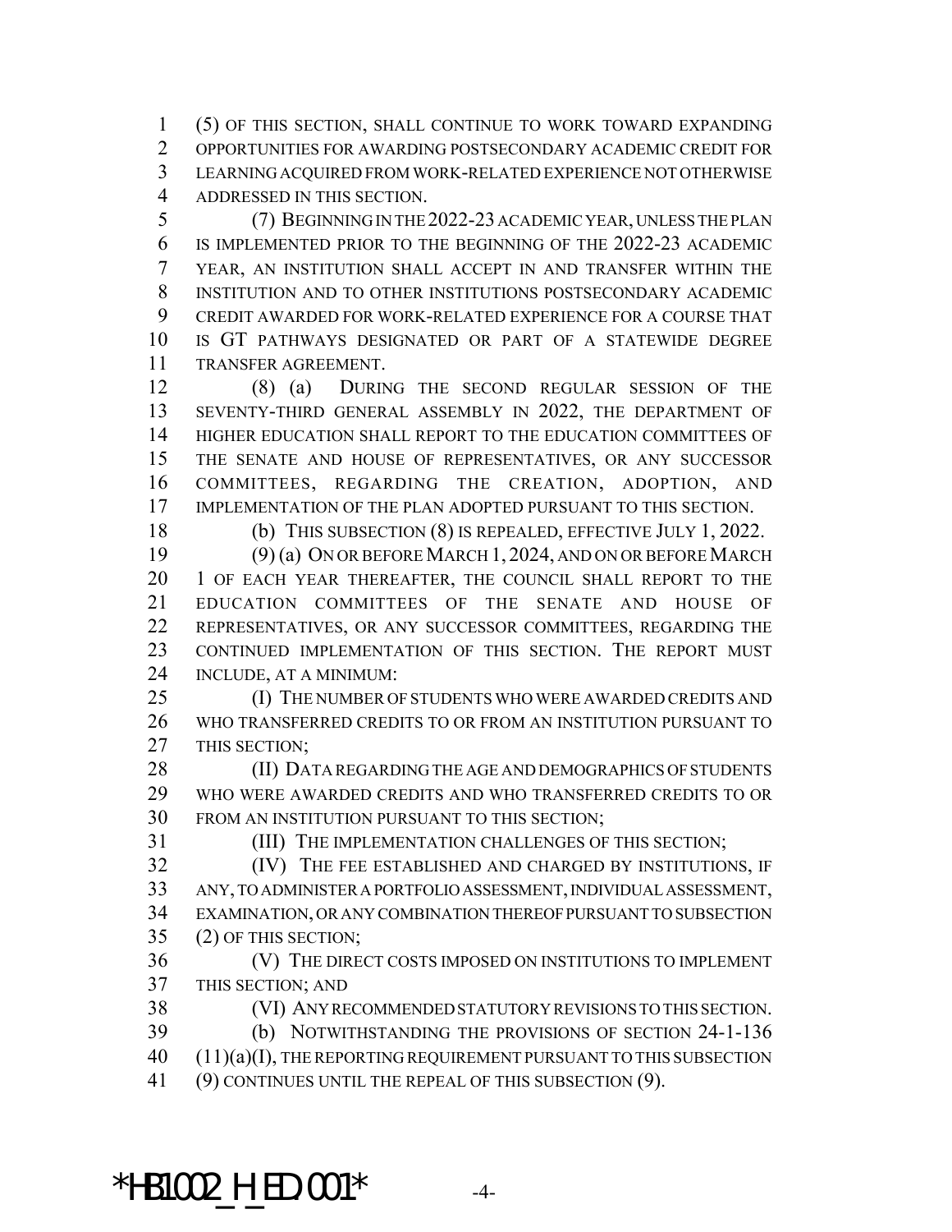(5) OF THIS SECTION, SHALL CONTINUE TO WORK TOWARD EXPANDING OPPORTUNITIES FOR AWARDING POSTSECONDARY ACADEMIC CREDIT FOR LEARNING ACQUIRED FROM WORK-RELATED EXPERIENCE NOT OTHERWISE ADDRESSED IN THIS SECTION.

(7) BEGINNING IN THE 2022-23 ACADEMIC YEAR, UNLESS THE PLAN IS IMPLEMENTED PRIOR TO THE BEGINNING OF THE 2022-23 ACADEMIC YEAR, AN INSTITUTION SHALL ACCEPT IN AND TRANSFER WITHIN THE INSTITUTION AND TO OTHER INSTITUTIONS POSTSECONDARY ACADEMIC CREDIT AWARDED FOR WORK-RELATED EXPERIENCE FOR A COURSE THAT IS GT PATHWAYS DESIGNATED OR PART OF A STATEWIDE DEGREE TRANSFER AGREEMENT.

(8) (a) DURING THE SECOND REGULAR SESSION OF THE SEVENTY-THIRD GENERAL ASSEMBLY IN 2022, THE DEPARTMENT OF HIGHER EDUCATION SHALL REPORT TO THE EDUCATION COMMITTEES OF THE SENATE AND HOUSE OF REPRESENTATIVES, OR ANY SUCCESSOR COMMITTEES, REGARDING THE CREATION, ADOPTION, AND IMPLEMENTATION OF THE PLAN ADOPTED PURSUANT TO THIS SECTION.

(b) THIS SUBSECTION (8) IS REPEALED, EFFECTIVE JULY 1, 2022.

(9) (a) ON OR BEFORE MARCH 1, 2024, AND ON OR BEFORE MARCH 1 OF EACH YEAR THEREAFTER, THE COUNCIL SHALL REPORT TO THE EDUCATION COMMITTEES OF THE SENATE AND HOUSE OF REPRESENTATIVES, OR ANY SUCCESSOR COMMITTEES, REGARDING THE CONTINUED IMPLEMENTATION OF THIS SECTION. THE REPORT MUST INCLUDE, AT A MINIMUM:

(I) THE NUMBER OF STUDENTS WHO WERE AWARDED CREDITS AND WHO TRANSFERRED CREDITS TO OR FROM AN INSTITUTION PURSUANT TO THIS SECTION;

(II) DATA REGARDING THE AGE AND DEMOGRAPHICS OF STUDENTS WHO WERE AWARDED CREDITS AND WHO TRANSFERRED CREDITS TO OR FROM AN INSTITUTION PURSUANT TO THIS SECTION;

(III) THE IMPLEMENTATION CHALLENGES OF THIS SECTION;

(IV) THE FEE ESTABLISHED AND CHARGED BY INSTITUTIONS, IF ANY, TO ADMINISTER A PORTFOLIO ASSESSMENT, INDIVIDUAL ASSESSMENT, EXAMINATION, OR ANY COMBINATION THEREOF PURSUANT TO SUBSECTION (2) OF THIS SECTION;

(V) THE DIRECT COSTS IMPOSED ON INSTITUTIONS TO IMPLEMENT THIS SECTION; AND

(VI) ANY RECOMMENDED STATUTORY REVISIONS TO THIS SECTION.

(b) NOTWITHSTANDING THE PROVISIONS OF SECTION 24-1-136 (11)(a)(I), THE REPORTING REQUIREMENT PURSUANT TO THIS SUBSECTION (9) CONTINUES UNTIL THE REPEAL OF THIS SUBSECTION (9).

*HB1002_H_ED.001*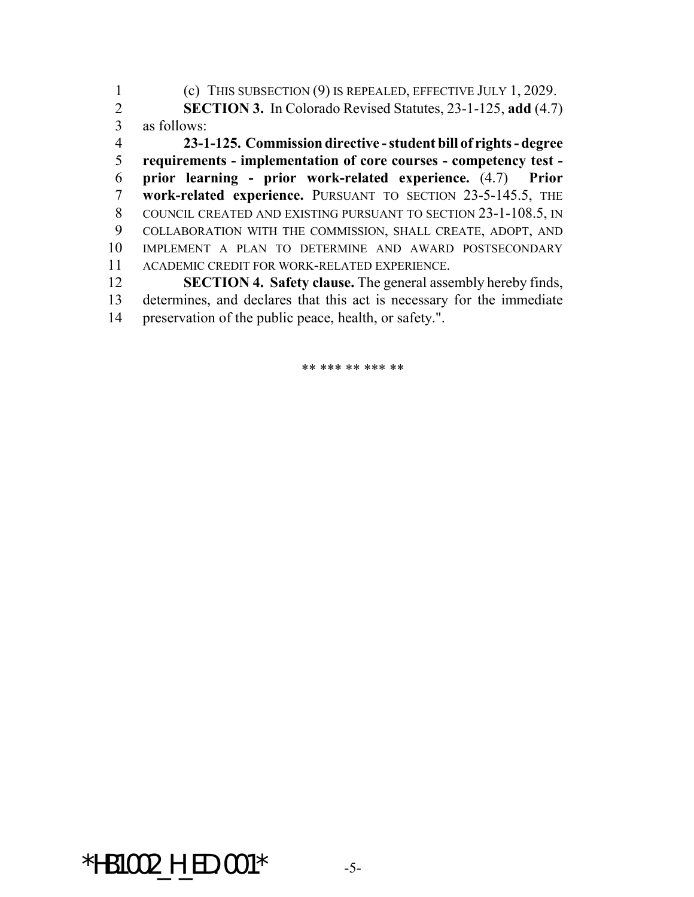(c) THIS SUBSECTION (9) IS REPEALED, EFFECTIVE JULY 1, 2029.

**SECTION 3.** In Colorado Revised Statutes, 23-1-125, **add** (4.7) as follows:

**23-1-125. Commission directive - student bill of rights - degree requirements - implementation of core courses - competency test - prior learning - prior work-related experience.** (4.7) **Prior work-related experience.** PURSUANT TO SECTION 23-5-145.5, THE COUNCIL CREATED AND EXISTING PURSUANT TO SECTION 23-1-108.5, IN COLLABORATION WITH THE COMMISSION, SHALL CREATE, ADOPT, AND IMPLEMENT A PLAN TO DETERMINE AND AWARD POSTSECONDARY ACADEMIC CREDIT FOR WORK-RELATED EXPERIENCE.

**SECTION 4. Safety clause.** The general assembly hereby finds, determines, and declares that this act is necessary for the immediate preservation of the public peace, health, or safety.".

** *** ** *** **

*HB1002_H_ED.001*